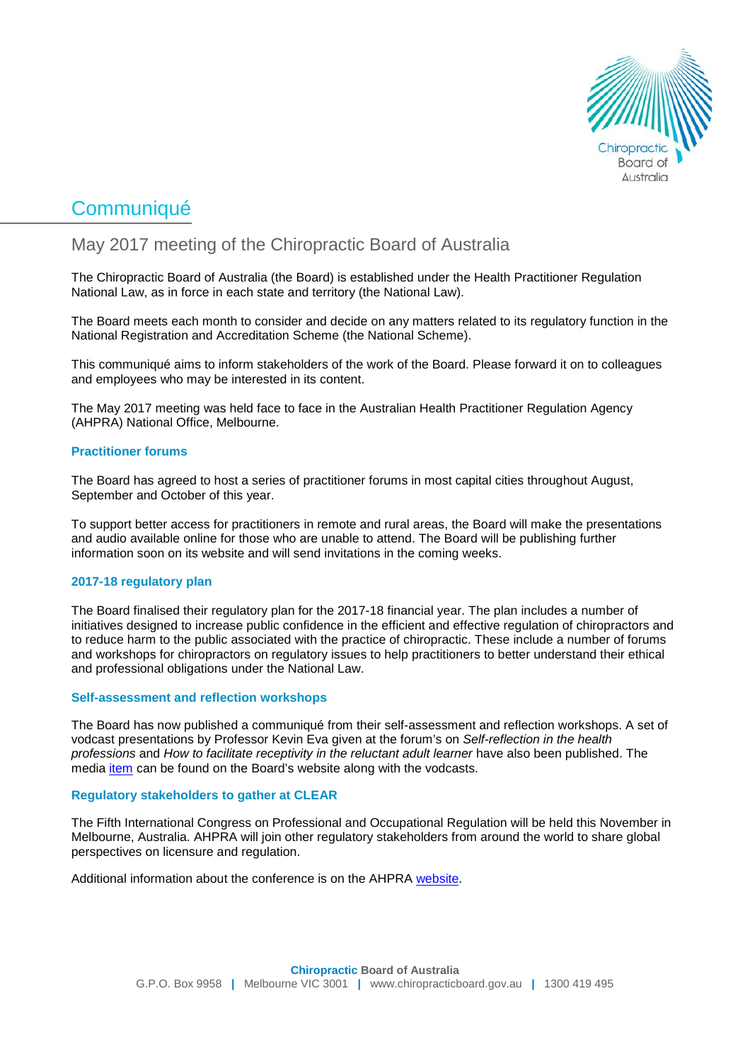# Communiqué

## May 2017 meeting of the Chiropractic Board of Australia

The Chiropractic Board of Australia (the Board) is established under the Health Practitioner Regulation National Law, as in force in each state and territory (the National Law).

The Board meets each month to consider and decide on any matters related to its regulatory function in the National Registration and Accreditation Scheme (the National Scheme).

This communiqué aims to inform stakeholders of the work of the Board. Please forward it on to colleagues and employees who may be interested in its content.

The May 2017 meeting was held face to face in the Australian Health Practitioner Regulation Agency (AHPRA) National Office, Melbourne.

### Practitioner forums

The Board has agreed to host a series of practitioner forums in most capital cities throughout August, September and October of this year.

To support better access for practitioners in remote and rural areas, the Board will make the presentations and audio available online for those who are unable to attend. The Board will be publishing further information soon on its website and will send invitations in the coming weeks.

### 2017-18 regulatory plan

The Board finalised their regulatory plan for the 2017-18 financial year. The plan includes a number of initiatives designed to increase public confidence in the efficient and effective regulation of chiropractors and to reduce harm to the public associated with the practice of chiropractic. These include a number of forums and workshops for chiropractors on regulatory issues to help practitioners to better understand their ethical and professional obligations under the National Law.

### Self-assessment and reflection workshops

The Board has now published a communiqué from their self-assessment and reflection workshops. A set of vodcast presentations by Professor Kevin Eva given at the forum's on *Self-reflection in the health professions* and *How to facilitate receptivity in the reluctant adult learner* have also been published. The media item can be found on the Board's website along with the vodcasts.

### Regulatory stakeholders to gather at CLEAR

The Fifth International Congress on Professional and Occupational Regulation will be held this November in Melbourne, Australia. AHPRA will join other regulatory stakeholders from around the world to share global perspectives on licensure and regulation.

Additional information about the conference is on the AHPRA website.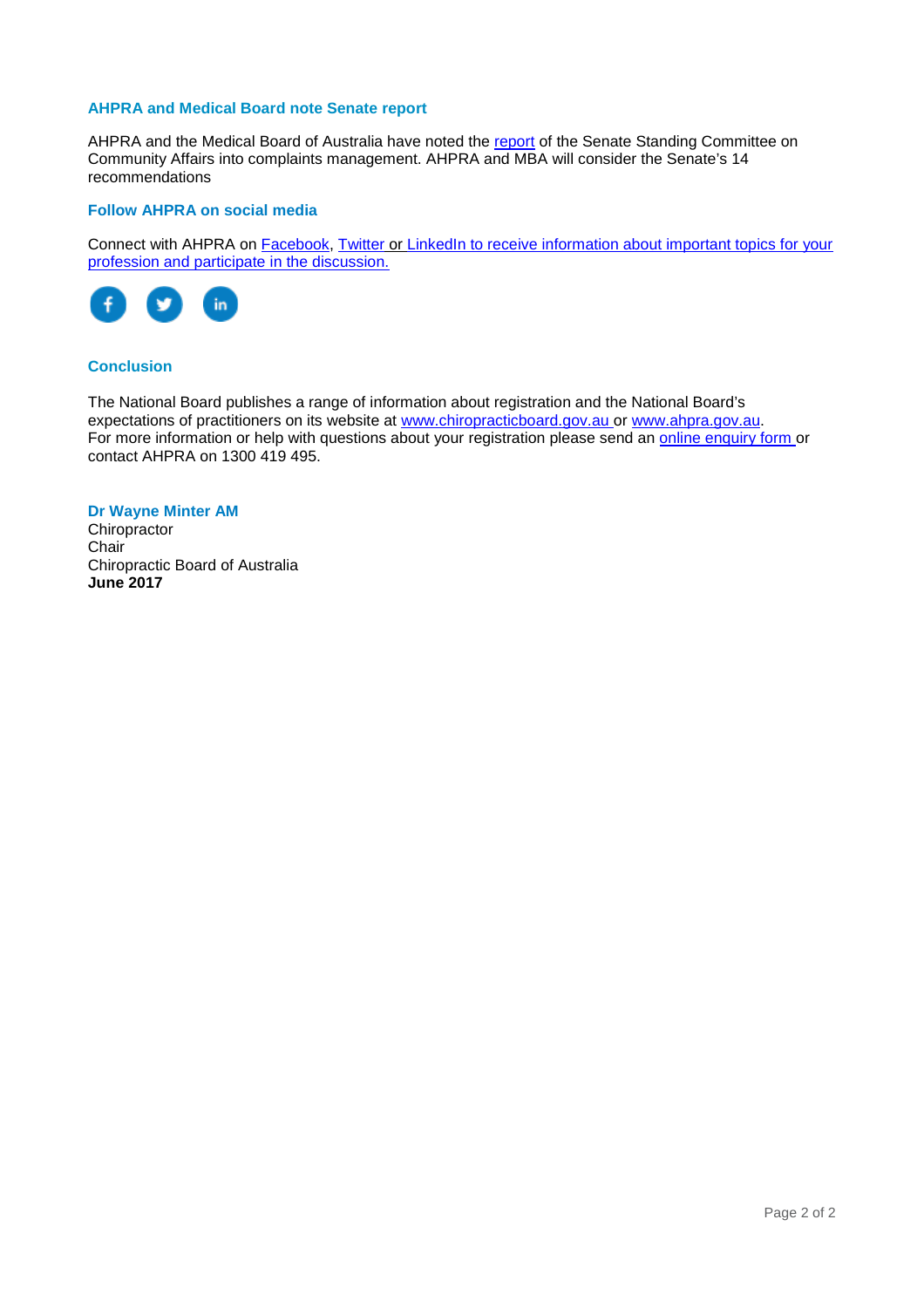### AHPRA and Medical Board note Senate report

AHPRA and the Medical Board of Australia have noted the report of the Senate Standing Committee on Community Affairs into complaints management. AHPRA and MBA will consider the Senate's 14 recommendations

### Follow AHPRA on social media

Connect with AHPRA on Facebook, Twitter or LinkedIn to receive information about important topics for your profession and participate in the discussion.

### Conclusion

The National Board publishes a range of information about registration and the National Board's expectations of practitioners on its website at www.chiropracticboard.gov.au or www.ahpra.gov.au.
For more information or help with questions about your registration please send an online enquiry form or contact AHPRA on 1300 419 495.

**Dr Wayne Minter AM**
Chiropractor
Chair
Chiropractic Board of Australia
**June 2017**